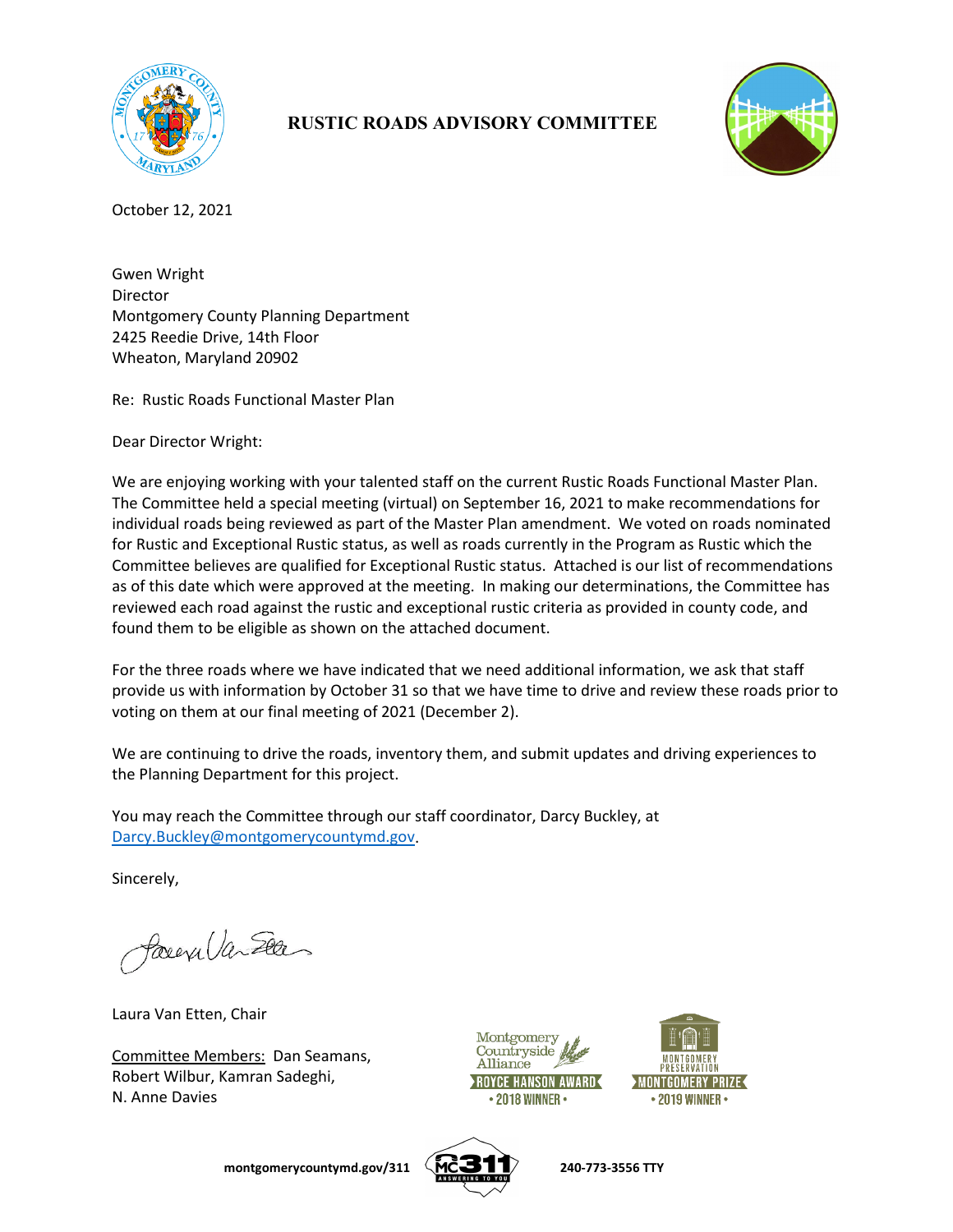# RUSTIC ROADS ADVISORY COMMITTEE

October 12, 2021

Gwen Wright
Director
Montgomery County Planning Department
2425 Reedie Drive, 14th Floor
Wheaton, Maryland 20902

Re: Rustic Roads Functional Master Plan

Dear Director Wright:

We are enjoying working with your talented staff on the current Rustic Roads Functional Master Plan. The Committee held a special meeting (virtual) on September 16, 2021 to make recommendations for individual roads being reviewed as part of the Master Plan amendment. We voted on roads nominated for Rustic and Exceptional Rustic status, as well as roads currently in the Program as Rustic which the Committee believes are qualified for Exceptional Rustic status. Attached is our list of recommendations as of this date which were approved at the meeting. In making our determinations, the Committee has reviewed each road against the rustic and exceptional rustic criteria as provided in county code, and found them to be eligible as shown on the attached document.

For the three roads where we have indicated that we need additional information, we ask that staff provide us with information by October 31 so that we have time to drive and review these roads prior to voting on them at our final meeting of 2021 (December 2).

We are continuing to drive the roads, inventory them, and submit updates and driving experiences to the Planning Department for this project.

You may reach the Committee through our staff coordinator, Darcy Buckley, at Darcy.Buckley@montgomerycountymd.gov.

Sincerely,

Laura Van Etten, Chair

Committee Members: Dan Seamans, Robert Wilbur, Kamran Sadeghi, N. Anne Davies

Montgomery Countryside Alliance ROYCE HANSON AWARD • 2018 WINNER •

MONTGOMERY PRESERVATION MONTGOMERY PRIZE • 2019 WINNER •

montgomerycountymd.gov/311 MC311 ANSWERING TO YOU 240-773-3556 TTY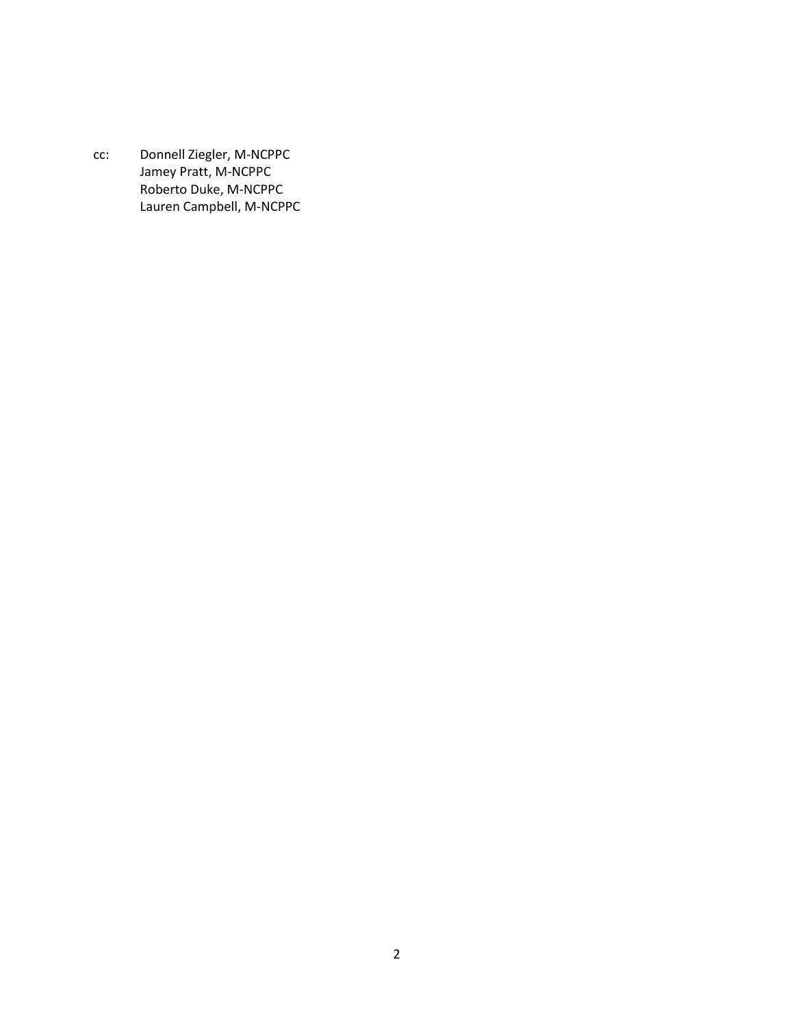cc: Donnell Ziegler, M-NCPPC
Jamey Pratt, M-NCPPC
Roberto Duke, M-NCPPC
Lauren Campbell, M-NCPPC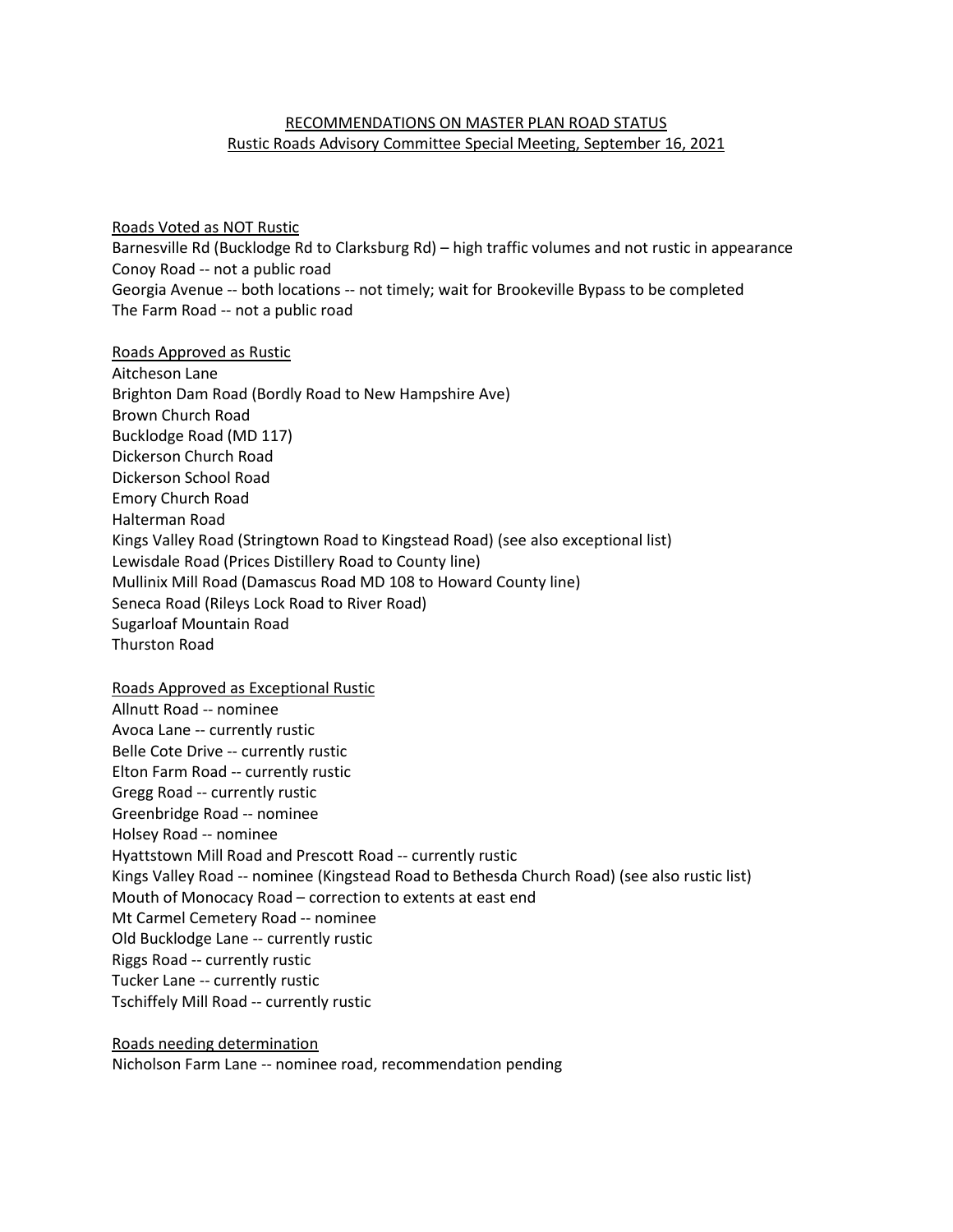# RECOMMENDATIONS ON MASTER PLAN ROAD STATUS

## Rustic Roads Advisory Committee Special Meeting, September 16, 2021

### Roads Voted as NOT Rustic

Barnesville Rd (Bucklodge Rd to Clarksburg Rd) – high traffic volumes and not rustic in appearance
Conoy Road -- not a public road
Georgia Avenue -- both locations -- not timely; wait for Brookeville Bypass to be completed
The Farm Road -- not a public road

### Roads Approved as Rustic

Aitcheson Lane
Brighton Dam Road (Bordly Road to New Hampshire Ave)
Brown Church Road
Bucklodge Road (MD 117)
Dickerson Church Road
Dickerson School Road
Emory Church Road
Halterman Road
Kings Valley Road (Stringtown Road to Kingstead Road) (see also exceptional list)
Lewisdale Road (Prices Distillery Road to County line)
Mullinix Mill Road (Damascus Road MD 108 to Howard County line)
Seneca Road (Rileys Lock Road to River Road)
Sugarloaf Mountain Road
Thurston Road

### Roads Approved as Exceptional Rustic

Allnutt Road -- nominee
Avoca Lane -- currently rustic
Belle Cote Drive -- currently rustic
Elton Farm Road -- currently rustic
Gregg Road -- currently rustic
Greenbridge Road -- nominee
Holsey Road -- nominee
Hyattstown Mill Road and Prescott Road -- currently rustic
Kings Valley Road -- nominee (Kingstead Road to Bethesda Church Road) (see also rustic list)
Mouth of Monocacy Road – correction to extents at east end
Mt Carmel Cemetery Road -- nominee
Old Bucklodge Lane -- currently rustic
Riggs Road -- currently rustic
Tucker Lane -- currently rustic
Tschiffely Mill Road -- currently rustic

### Roads needing determination

Nicholson Farm Lane -- nominee road, recommendation pending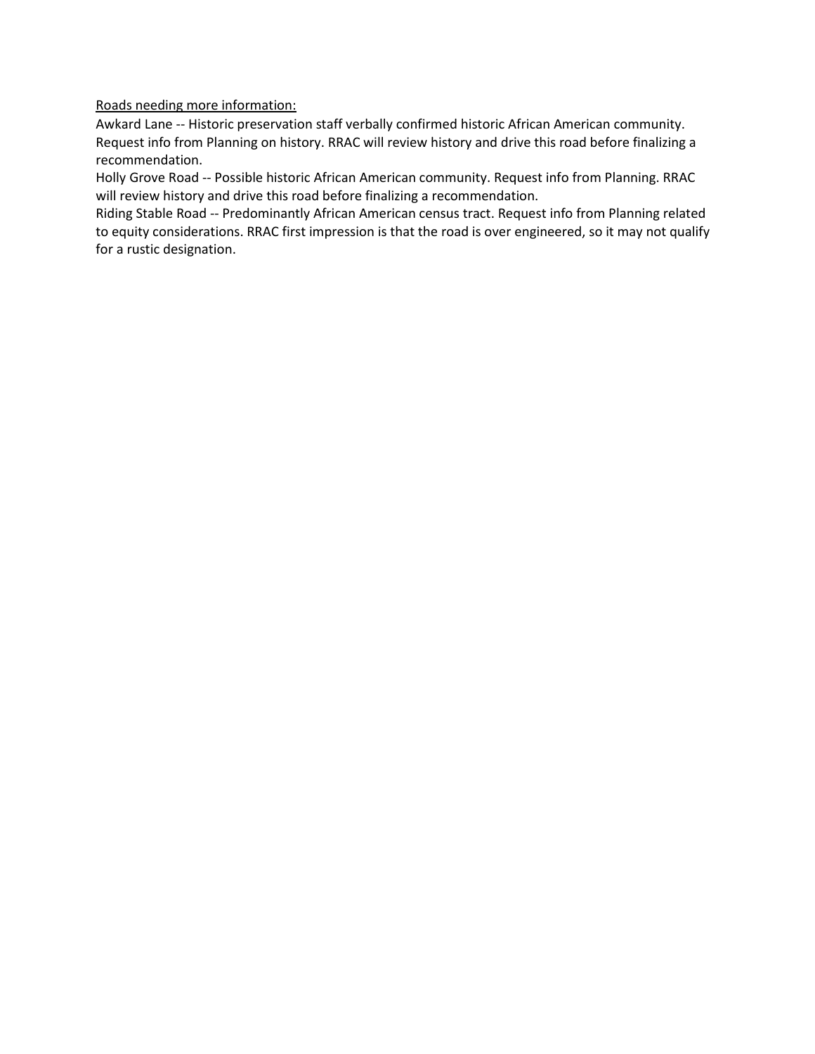<u>Roads needing more information:</u>

Awkard Lane -- Historic preservation staff verbally confirmed historic African American community. Request info from Planning on history. RRAC will review history and drive this road before finalizing a recommendation.

Holly Grove Road -- Possible historic African American community. Request info from Planning. RRAC will review history and drive this road before finalizing a recommendation.

Riding Stable Road -- Predominantly African American census tract. Request info from Planning related to equity considerations. RRAC first impression is that the road is over engineered, so it may not qualify for a rustic designation.